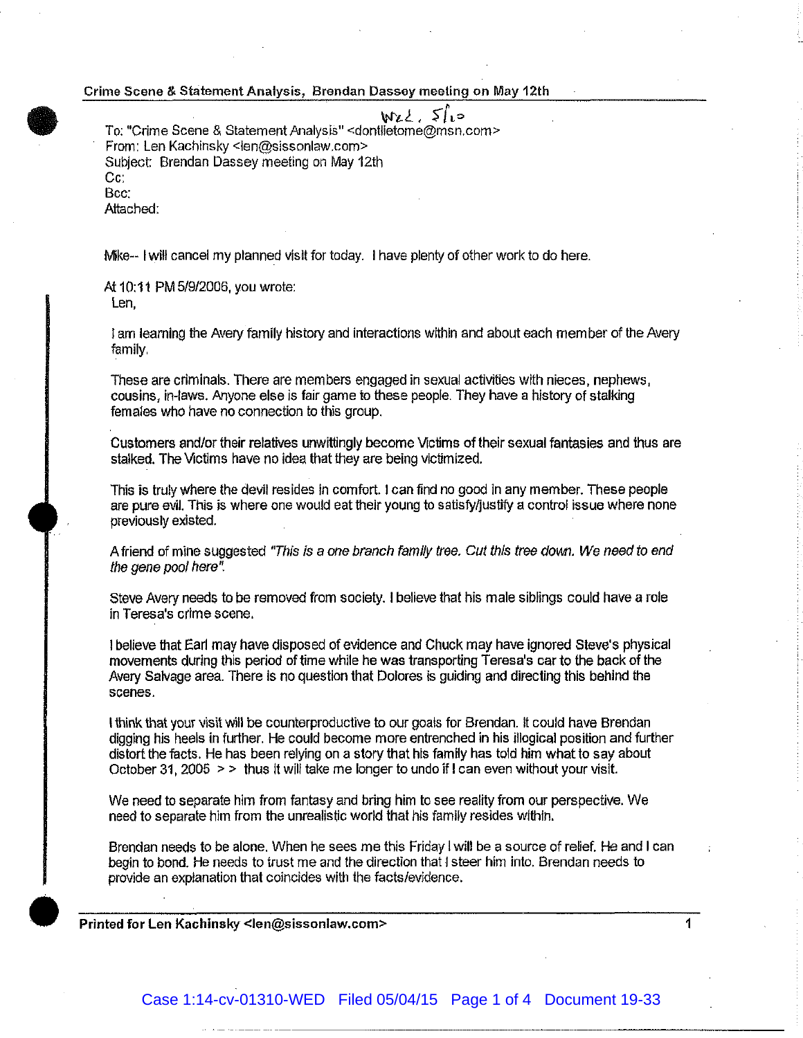**Crime Scene & Statement Analysis, Brendan Dassey meeting on May 12th**

Wed, 5/10

To: "Crime Scene & Statement Analysis" <dontlietome@msn.com>
From: Len Kachinsky <len@sissonlaw.com>
Subject: Brendan Dassey meeting on May 12th
Cc:
Bcc:
Attached:

Mike-- I will cancel my planned visit for today. I have plenty of other work to do here.

At 10:11 PM 5/9/2006, you wrote:
Len,

I am learning the Avery family history and interactions within and about each member of the Avery family.

These are criminals. There are members engaged in sexual activities with nieces, nephews, cousins, in-laws. Anyone else is fair game to these people. They have a history of stalking females who have no connection to this group.

Customers and/or their relatives unwittingly become Victims of their sexual fantasies and thus are stalked. The Victims have no idea that they are being victimized.

This is truly where the devil resides in comfort. I can find no good in any member. These people are pure evil. This is where one would eat their young to satisfy/justify a control issue where none previously existed.

A friend of mine suggested *"This is a one branch family tree. Cut this tree down. We need to end the gene pool here".*

Steve Avery needs to be removed from society. I believe that his male siblings could have a role in Teresa's crime scene.

I believe that Earl may have disposed of evidence and Chuck may have ignored Steve's physical movements during this period of time while he was transporting Teresa's car to the back of the Avery Salvage area. There is no question that Dolores is guiding and directing this behind the scenes.

I think that your visit will be counterproductive to our goals for Brendan. It could have Brendan digging his heels in further. He could become more entrenched in his illogical position and further distort the facts. He has been relying on a story that his family has told him what to say about October 31, 2005 > > thus it will take me longer to undo if I can even without your visit.

We need to separate him from fantasy and bring him to see reality from our perspective. We need to separate him from the unrealistic world that his family resides within.

Brendan needs to be alone. When he sees me this Friday I will be a source of relief. He and I can begin to bond. He needs to trust me and the direction that I steer him into. Brendan needs to provide an explanation that coincides with the facts/evidence.

**Printed for Len Kachinsky <len@sissonlaw.com>**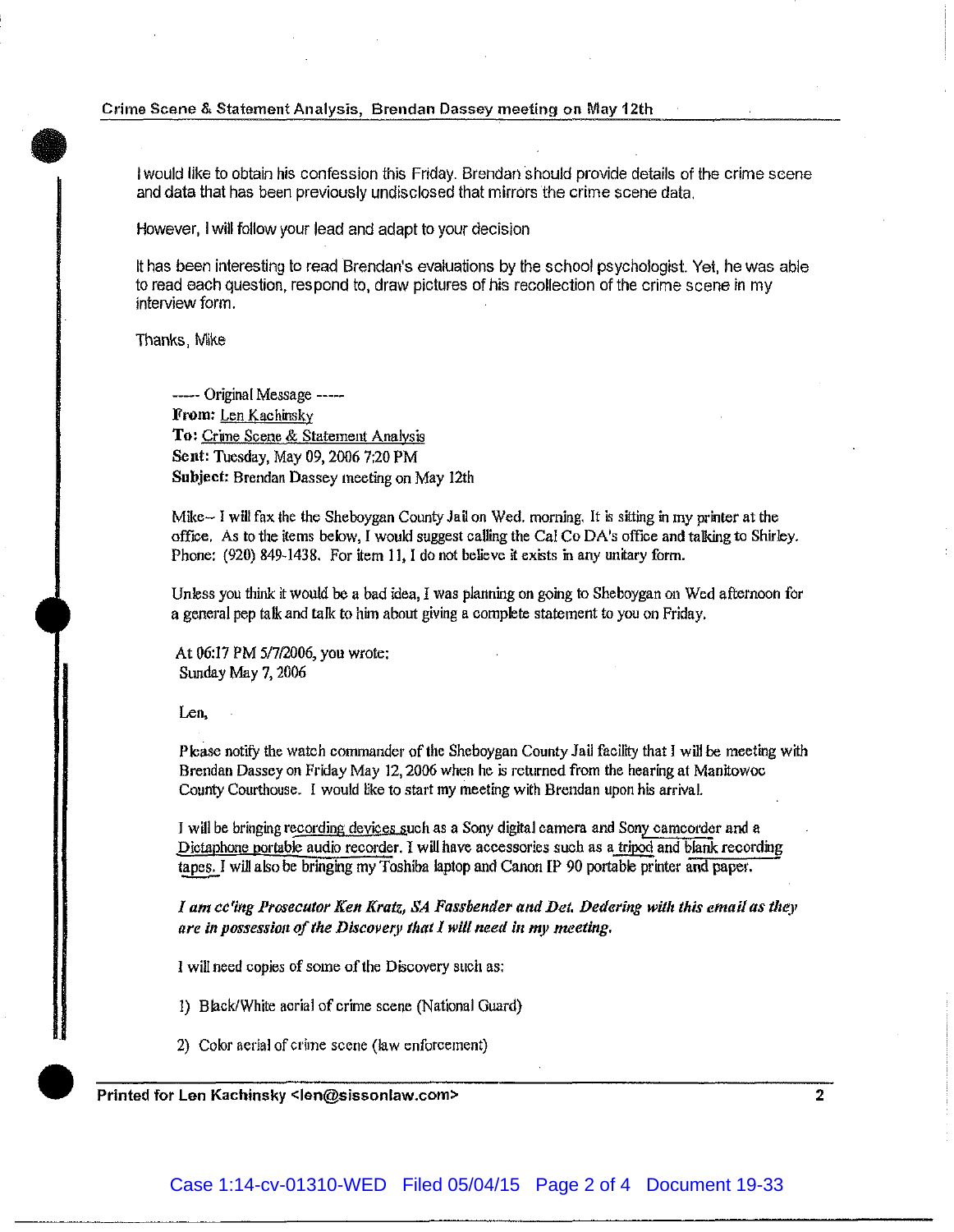I would like to obtain his confession this Friday. Brendan should provide details of the crime scene and data that has been previously undisclosed that mirrors the crime scene data.

However, I will follow your lead and adapt to your decision

It has been interesting to read Brendan's evaluations by the school psychologist. Yet, he was able to read each question, respond to, draw pictures of his recollection of the crime scene in my interview form.

Thanks, Mike

> ----- Original Message -----
> **From:** Len Kachinsky
> **To:** Crime Scene & Statement Analysis
> **Sent:** Tuesday, May 09, 2006 7:20 PM
> **Subject:** Brendan Dassey meeting on May 12th
>
> Mike-- I will fax the the Sheboygan County Jail on Wed. morning. It is sitting in my printer at the office. As to the items below, I would suggest calling the Cal Co DA's office and talking to Shirley. Phone: (920) 849-1438. For item 11, I do not believe it exists in any unitary form.
>
> Unless you think it would be a bad idea, I was planning on going to Sheboygan on Wed afternoon for a general pep talk and talk to him about giving a complete statement to you on Friday.
>
> At 06:17 PM 5/7/2006, you wrote:
> Sunday May 7, 2006
>
> Len,
>
> Please notify the watch commander of the Sheboygan County Jail facility that I will be meeting with Brendan Dassey on Friday May 12, 2006 when he is returned from the hearing at Manitowoc County Courthouse. I would like to start my meeting with Brendan upon his arrival.
>
> I will be bringing recording devices such as a Sony digital camera and Sony camcorder and a Dictaphone portable audio recorder. I will have accessories such as a tripod and blank recording tapes. I will also be bringing my Toshiba laptop and Canon IP 90 portable printer and paper.
>
> ***I am cc'ing Prosecutor Ken Kratz, SA Fassbender and Det. Dedering with this email as they are in possession of the Discovery that I will need in my meeting.***
>
> I will need copies of some of the Discovery such as:
>
> 1) Black/White aerial of crime scene (National Guard)
>
> 2) Color aerial of crime scene (law enforcement)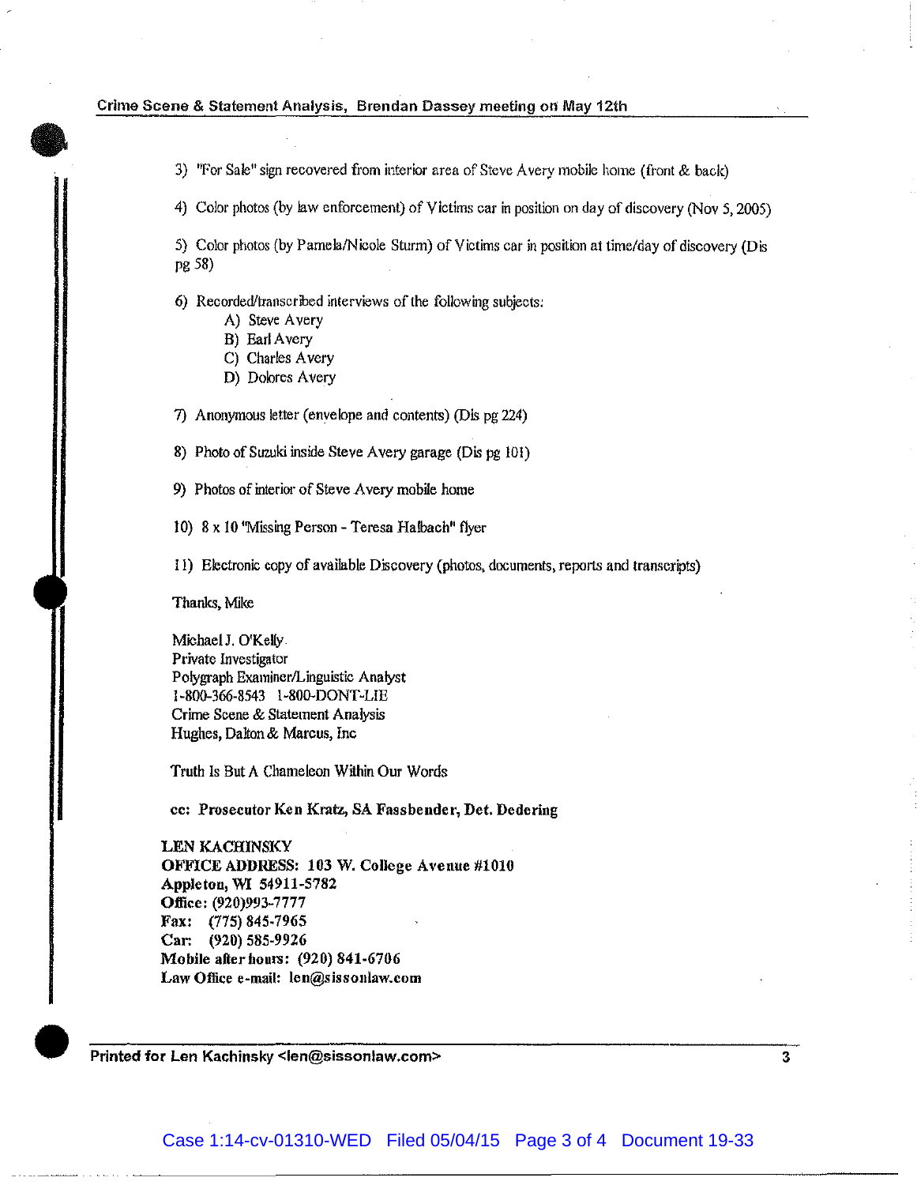3) "For Sale" sign recovered from interior area of Steve Avery mobile home (front & back)

4) Color photos (by law enforcement) of Victims car in position on day of discovery (Nov 5, 2005)

5) Color photos (by Pamela/Nicole Sturm) of Victims car in position at time/day of discovery (Dis pg 58)

6) Recorded/transcribed interviews of the following subjects:
   - A) Steve Avery
   - B) Earl Avery
   - C) Charles Avery
   - D) Dolores Avery

7) Anonymous letter (envelope and contents) (Dis pg 224)

8) Photo of Suzuki inside Steve Avery garage (Dis pg 101)

9) Photos of interior of Steve Avery mobile home

10) 8 x 10 "Missing Person - Teresa Halbach" flyer

11) Electronic copy of available Discovery (photos, documents, reports and transcripts)

Thanks, Mike

Michael J. O'Kelly
Private Investigator
Polygraph Examiner/Linguistic Analyst
1-800-366-8543 1-800-DONT-LIE
Crime Scene & Statement Analysis
Hughes, Dalton & Marcus, Inc

Truth Is But A Chameleon Within Our Words

**cc: Prosecutor Ken Kratz, SA Fassbender, Det. Dedering**

**LEN KACHINSKY**
**OFFICE ADDRESS: 103 W. College Avenue #1010**
**Appleton, WI 54911-5782**
**Office: (920)993-7777**
**Fax: (775) 845-7965**
**Car: (920) 585-9926**
**Mobile after hours: (920) 841-6706**
**Law Office e-mail: len@sissonlaw.com**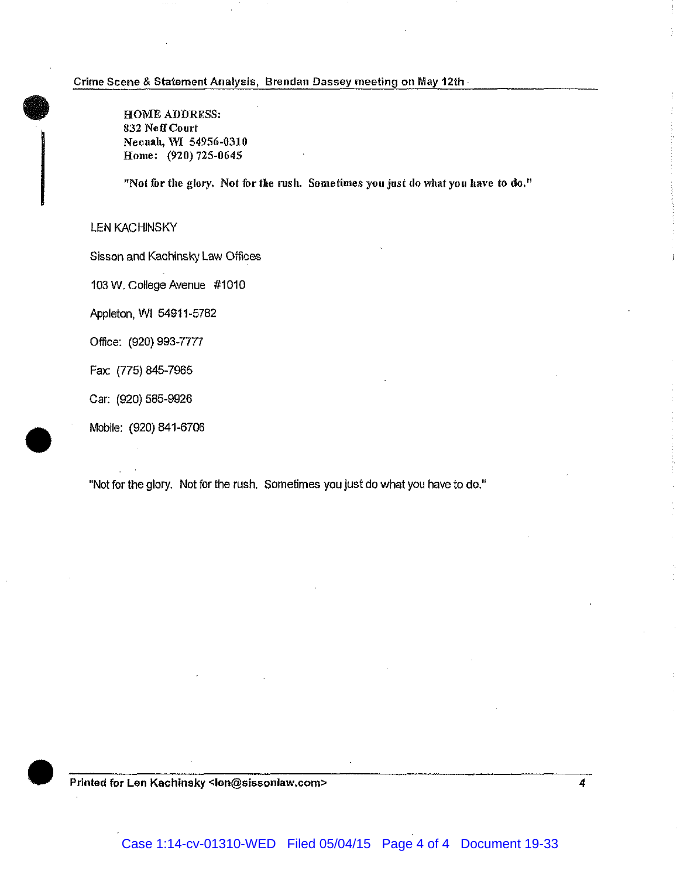HOME ADDRESS:
832 Neff Court
Neenah, WI 54956-0310
Home: (920) 725-0645

"Not for the glory. Not for the rush. Sometimes you just do what you have to do."

LEN KACHINSKY

Sisson and Kachinsky Law Offices

103 W. College Avenue #1010

Appleton, WI 54911-5782

Office: (920) 993-7777

Fax: (775) 845-7965

Car: (920) 585-9926

Mobile: (920) 841-6706

"Not for the glory. Not for the rush. Sometimes you just do what you have to do."